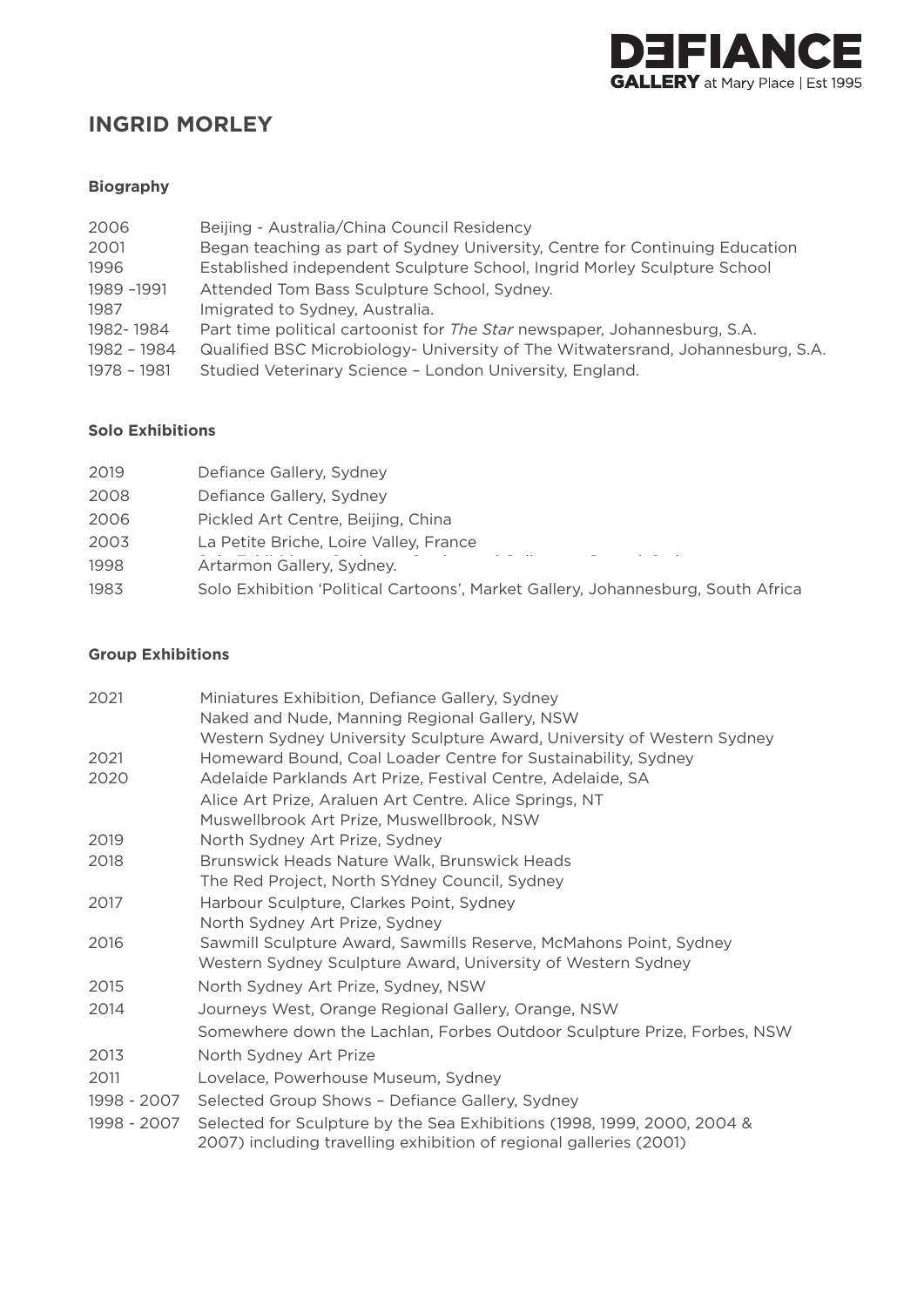# INGRID MORLEY

### Biography

| | |
|---|---|
| 2006 | Beijing - Australia/China Council Residency |
| 2001 | Began teaching as part of Sydney University, Centre for Continuing Education |
| 1996 | Established independent Sculpture School, Ingrid Morley Sculpture School |
| 1989 –1991 | Attended Tom Bass Sculpture School, Sydney. |
| 1987 | Imigrated to Sydney, Australia. |
| 1982- 1984 | Part time political cartoonist for *The Star* newspaper, Johannesburg, S.A. |
| 1982 – 1984 | Qualified BSC Microbiology- University of The Witwatersrand, Johannesburg, S.A. |
| 1978 – 1981 | Studied Veterinary Science – London University, England. |

### Solo Exhibitions

| | |
|---|---|
| 2019 | Defiance Gallery, Sydney |
| 2008 | Defiance Gallery, Sydney |
| 2006 | Pickled Art Centre, Beijing, China |
| 2003 | La Petite Briche, Loire Valley, France |
| 1998 | Artarmon Gallery, Sydney. |
| 1983 | Solo Exhibition 'Political Cartoons', Market Gallery, Johannesburg, South Africa |

### Group Exhibitions

| | |
|---|---|
| 2021 | Miniatures Exhibition, Defiance Gallery, Sydney |
| | Naked and Nude, Manning Regional Gallery, NSW |
| | Western Sydney University Sculpture Award, University of Western Sydney |
| 2021 | Homeward Bound, Coal Loader Centre for Sustainability, Sydney |
| 2020 | Adelaide Parklands Art Prize, Festival Centre, Adelaide, SA |
| | Alice Art Prize, Araluen Art Centre. Alice Springs, NT |
| | Muswellbrook Art Prize, Muswellbrook, NSW |
| 2019 | North Sydney Art Prize, Sydney |
| 2018 | Brunswick Heads Nature Walk, Brunswick Heads |
| | The Red Project, North SYdney Council, Sydney |
| 2017 | Harbour Sculpture, Clarkes Point, Sydney |
| | North Sydney Art Prize, Sydney |
| 2016 | Sawmill Sculpture Award, Sawmills Reserve, McMahons Point, Sydney |
| | Western Sydney Sculpture Award, University of Western Sydney |
| 2015 | North Sydney Art Prize, Sydney, NSW |
| 2014 | Journeys West, Orange Regional Gallery, Orange, NSW |
| | Somewhere down the Lachlan, Forbes Outdoor Sculpture Prize, Forbes, NSW |
| 2013 | North Sydney Art Prize |
| 2011 | Lovelace, Powerhouse Museum, Sydney |
| 1998 - 2007 | Selected Group Shows – Defiance Gallery, Sydney |
| 1998 - 2007 | Selected for Sculpture by the Sea Exhibitions (1998, 1999, 2000, 2004 & 2007) including travelling exhibition of regional galleries (2001) |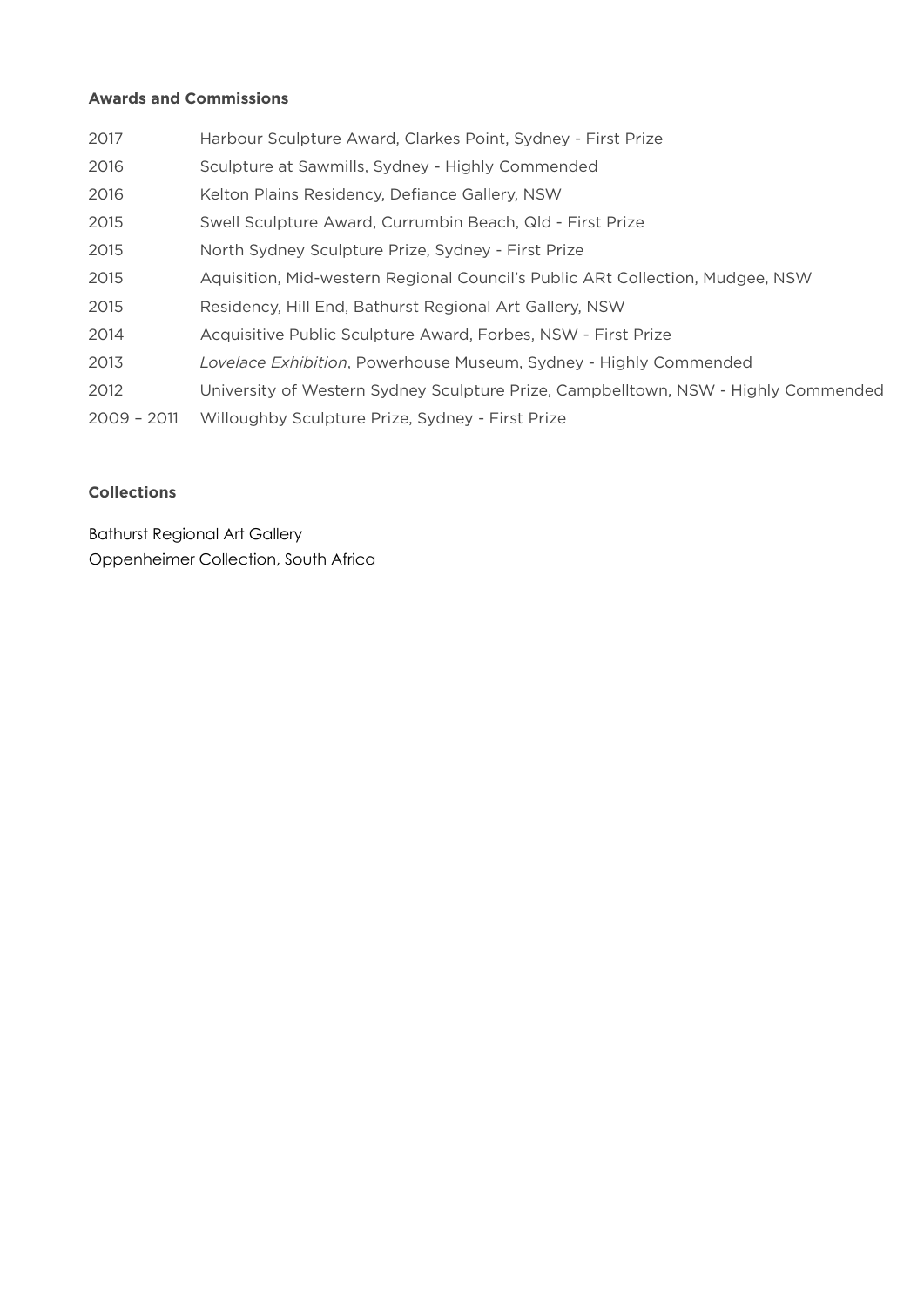**Awards and Commissions**

| | |
|---|---|
| 2017 | Harbour Sculpture Award, Clarkes Point, Sydney - First Prize |
| 2016 | Sculpture at Sawmills, Sydney - Highly Commended |
| 2016 | Kelton Plains Residency, Defiance Gallery, NSW |
| 2015 | Swell Sculpture Award, Currumbin Beach, Qld - First Prize |
| 2015 | North Sydney Sculpture Prize, Sydney - First Prize |
| 2015 | Aquisition, Mid-western Regional Council's Public ARt Collection, Mudgee, NSW |
| 2015 | Residency, Hill End, Bathurst Regional Art Gallery, NSW |
| 2014 | Acquisitive Public Sculpture Award, Forbes, NSW - First Prize |
| 2013 | *Lovelace Exhibition*, Powerhouse Museum, Sydney - Highly Commended |
| 2012 | University of Western Sydney Sculpture Prize, Campbelltown, NSW - Highly Commended |
| 2009 – 2011 | Willoughby Sculpture Prize, Sydney - First Prize |

**Collections**

Bathurst Regional Art Gallery
Oppenheimer Collection, South Africa